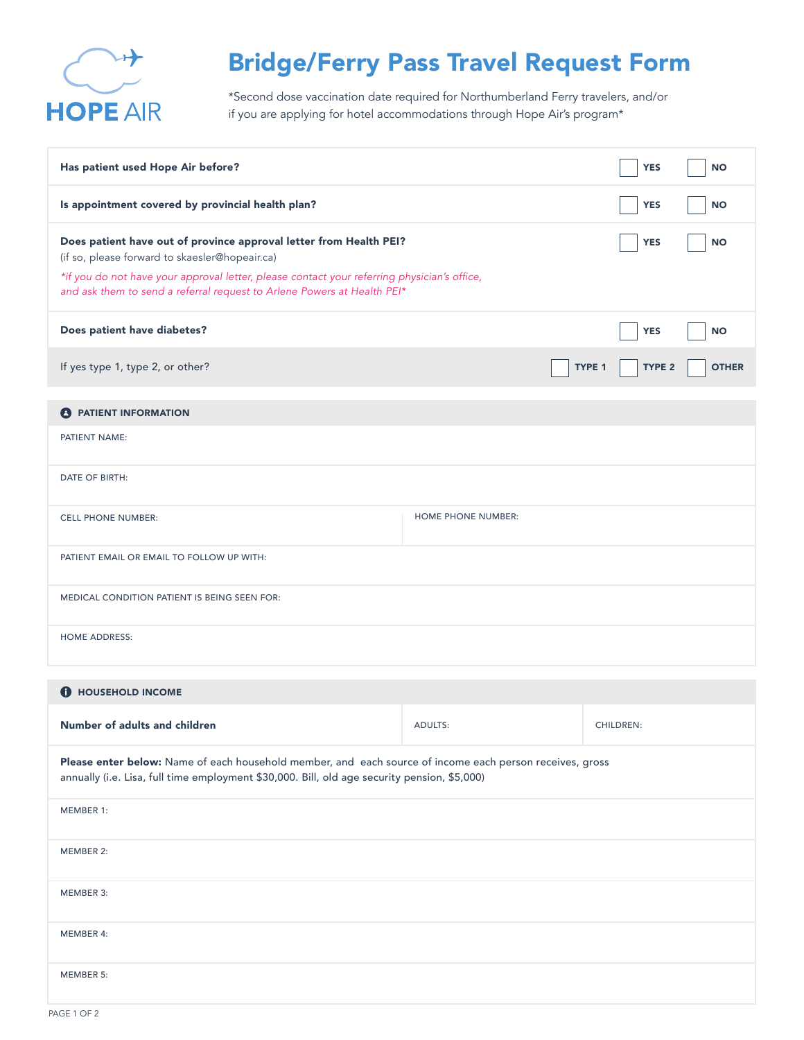HOPE AIR

# Bridge/Ferry Pass Travel Request Form

*Second dose vaccination date required for Northumberland Ferry travelers, and/or if you are applying for hotel accommodations through Hope Air's program*

| | | | |
|---|---|---|---|
| **Has patient used Hope Air before?** | | ☐ YES | ☐ NO |
| **Is appointment covered by provincial health plan?** | | ☐ YES | ☐ NO |
| **Does patient have out of province approval letter from Health PEI?** (if so, please forward to skaesler@hopeair.ca) *\*if you do not have your approval letter, please contact your referring physician's office, and ask them to send a referral request to Arlene Powers at Health PEI\** | | ☐ YES | ☐ NO |
| **Does patient have diabetes?** | | ☐ YES | ☐ NO |
| If yes type 1, type 2, or other? | ☐ TYPE 1 | ☐ TYPE 2 | ☐ OTHER |

## PATIENT INFORMATION

| | |
|---|---|
| PATIENT NAME: | |
| DATE OF BIRTH: | |
| CELL PHONE NUMBER: | HOME PHONE NUMBER: |
| PATIENT EMAIL OR EMAIL TO FOLLOW UP WITH: | |
| MEDICAL CONDITION PATIENT IS BEING SEEN FOR: | |
| HOME ADDRESS: | |

## HOUSEHOLD INCOME

| | | |
|---|---|---|
| **Number of adults and children** | ADULTS: | CHILDREN: |

**Please enter below:** Name of each household member, and each source of income each person receives, gross annually (i.e. Lisa, full time employment $30,000. Bill, old age security pension, $5,000)

| |
|---|
| MEMBER 1: |
| MEMBER 2: |
| MEMBER 3: |
| MEMBER 4: |
| MEMBER 5: |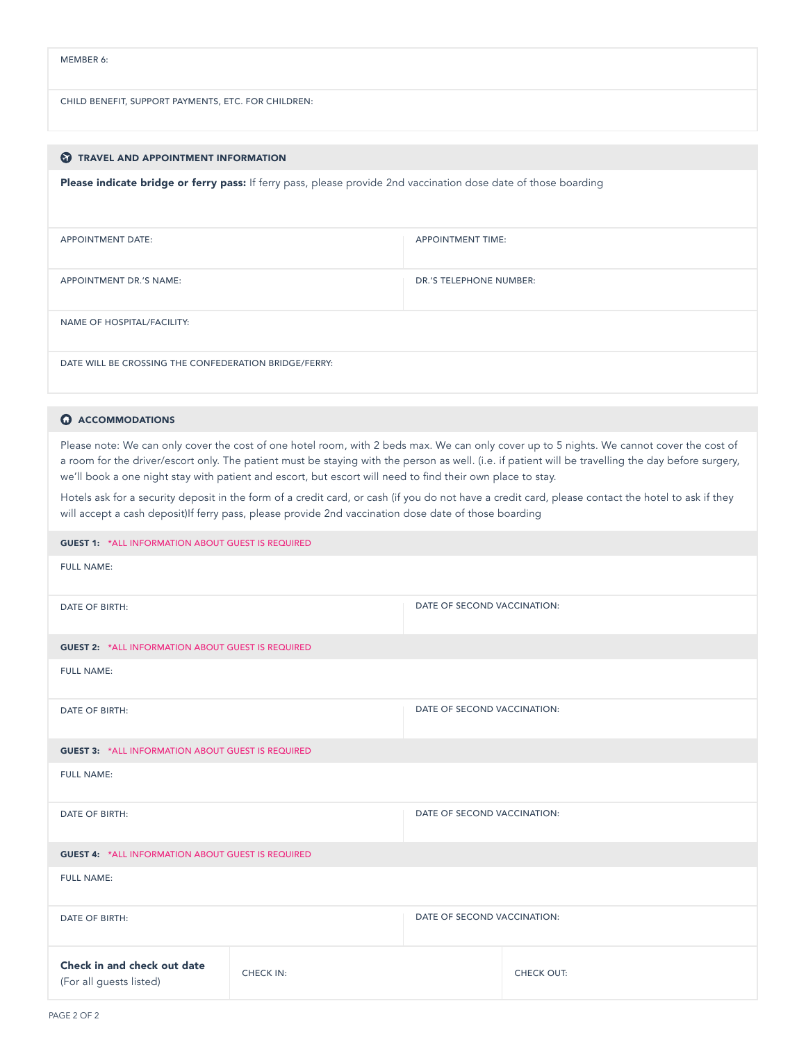MEMBER 6:

CHILD BENEFIT, SUPPORT PAYMENTS, ETC. FOR CHILDREN:

## TRAVEL AND APPOINTMENT INFORMATION

**Please indicate bridge or ferry pass:** If ferry pass, please provide 2nd vaccination dose date of those boarding

| | |
|---|---|
| APPOINTMENT DATE: | APPOINTMENT TIME: |
| APPOINTMENT DR.'S NAME: | DR.'S TELEPHONE NUMBER: |

NAME OF HOSPITAL/FACILITY:

DATE WILL BE CROSSING THE CONFEDERATION BRIDGE/FERRY:

## ACCOMMODATIONS

Please note: We can only cover the cost of one hotel room, with 2 beds max. We can only cover up to 5 nights. We cannot cover the cost of a room for the driver/escort only. The patient must be staying with the person as well. (i.e. if patient will be travelling the day before surgery, we'll book a one night stay with patient and escort, but escort will need to find their own place to stay.

Hotels ask for a security deposit in the form of a credit card, or cash (if you do not have a credit card, please contact the hotel to ask if they will accept a cash deposit)If ferry pass, please provide 2nd vaccination dose date of those boarding

**GUEST 1:** *ALL INFORMATION ABOUT GUEST IS REQUIRED

FULL NAME:

| | |
|---|---|
| DATE OF BIRTH: | DATE OF SECOND VACCINATION: |

**GUEST 2:** *ALL INFORMATION ABOUT GUEST IS REQUIRED

FULL NAME:

| | |
|---|---|
| DATE OF BIRTH: | DATE OF SECOND VACCINATION: |

**GUEST 3:** *ALL INFORMATION ABOUT GUEST IS REQUIRED

FULL NAME:

| | |
|---|---|
| DATE OF BIRTH: | DATE OF SECOND VACCINATION: |

**GUEST 4:** *ALL INFORMATION ABOUT GUEST IS REQUIRED

FULL NAME:

| | |
|---|---|
| DATE OF BIRTH: | DATE OF SECOND VACCINATION: |

| | | |
|---|---|---|
| **Check in and check out date** (For all guests listed) | CHECK IN: | CHECK OUT: |